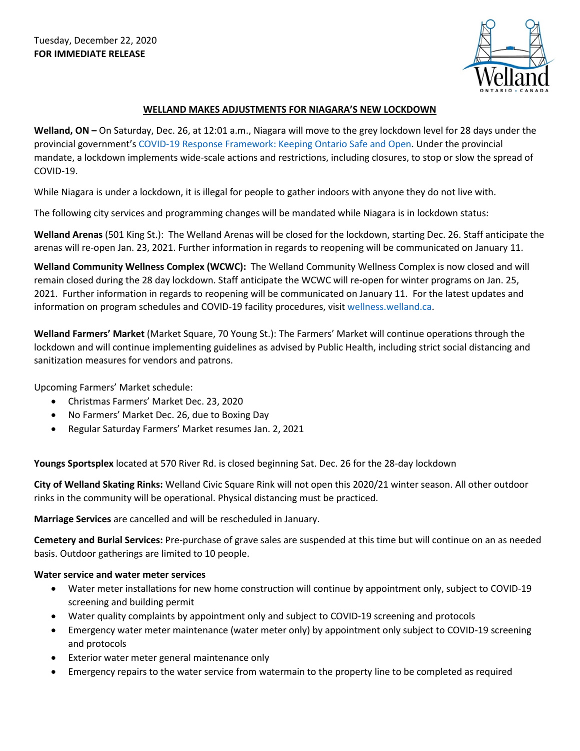Tuesday, December 22, 2020
**FOR IMMEDIATE RELEASE**

# WELLAND MAKES ADJUSTMENTS FOR NIAGARA'S NEW LOCKDOWN

**Welland, ON –** On Saturday, Dec. 26, at 12:01 a.m., Niagara will move to the grey lockdown level for 28 days under the provincial government's COVID-19 Response Framework: Keeping Ontario Safe and Open. Under the provincial mandate, a lockdown implements wide-scale actions and restrictions, including closures, to stop or slow the spread of COVID-19.

While Niagara is under a lockdown, it is illegal for people to gather indoors with anyone they do not live with.

The following city services and programming changes will be mandated while Niagara is in lockdown status:

**Welland Arenas** (501 King St.): The Welland Arenas will be closed for the lockdown, starting Dec. 26. Staff anticipate the arenas will re-open Jan. 23, 2021. Further information in regards to reopening will be communicated on January 11.

**Welland Community Wellness Complex (WCWC):** The Welland Community Wellness Complex is now closed and will remain closed during the 28 day lockdown. Staff anticipate the WCWC will re-open for winter programs on Jan. 25, 2021. Further information in regards to reopening will be communicated on January 11. For the latest updates and information on program schedules and COVID-19 facility procedures, visit wellness.welland.ca.

**Welland Farmers' Market** (Market Square, 70 Young St.): The Farmers' Market will continue operations through the lockdown and will continue implementing guidelines as advised by Public Health, including strict social distancing and sanitization measures for vendors and patrons.

Upcoming Farmers' Market schedule:

- Christmas Farmers' Market Dec. 23, 2020
- No Farmers' Market Dec. 26, due to Boxing Day
- Regular Saturday Farmers' Market resumes Jan. 2, 2021

**Youngs Sportsplex** located at 570 River Rd. is closed beginning Sat. Dec. 26 for the 28-day lockdown

**City of Welland Skating Rinks:** Welland Civic Square Rink will not open this 2020/21 winter season. All other outdoor rinks in the community will be operational. Physical distancing must be practiced.

**Marriage Services** are cancelled and will be rescheduled in January.

**Cemetery and Burial Services:** Pre-purchase of grave sales are suspended at this time but will continue on an as needed basis. Outdoor gatherings are limited to 10 people.

**Water service and water meter services**

- Water meter installations for new home construction will continue by appointment only, subject to COVID-19 screening and building permit
- Water quality complaints by appointment only and subject to COVID-19 screening and protocols
- Emergency water meter maintenance (water meter only) by appointment only subject to COVID-19 screening and protocols
- Exterior water meter general maintenance only
- Emergency repairs to the water service from watermain to the property line to be completed as required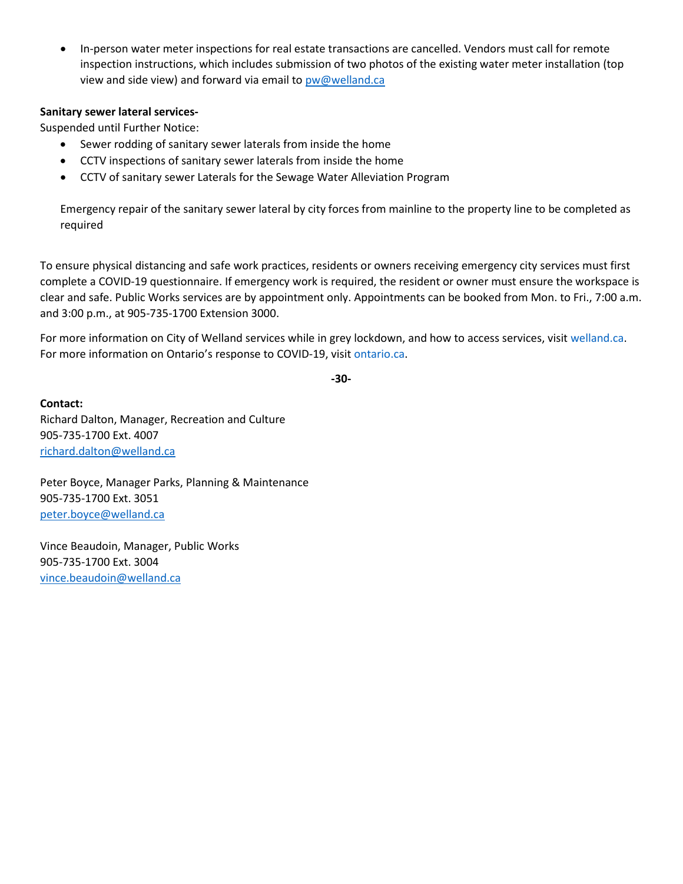- In-person water meter inspections for real estate transactions are cancelled. Vendors must call for remote inspection instructions, which includes submission of two photos of the existing water meter installation (top view and side view) and forward via email to pw@welland.ca

**Sanitary sewer lateral services-**

Suspended until Further Notice:

- Sewer rodding of sanitary sewer laterals from inside the home
- CCTV inspections of sanitary sewer laterals from inside the home
- CCTV of sanitary sewer Laterals for the Sewage Water Alleviation Program

Emergency repair of the sanitary sewer lateral by city forces from mainline to the property line to be completed as required

To ensure physical distancing and safe work practices, residents or owners receiving emergency city services must first complete a COVID-19 questionnaire. If emergency work is required, the resident or owner must ensure the workspace is clear and safe. Public Works services are by appointment only. Appointments can be booked from Mon. to Fri., 7:00 a.m. and 3:00 p.m., at 905-735-1700 Extension 3000.

For more information on City of Welland services while in grey lockdown, and how to access services, visit welland.ca. For more information on Ontario's response to COVID-19, visit ontario.ca.

**-30-**

**Contact:**
Richard Dalton, Manager, Recreation and Culture
905-735-1700 Ext. 4007
richard.dalton@welland.ca

Peter Boyce, Manager Parks, Planning & Maintenance
905-735-1700 Ext. 3051
peter.boyce@welland.ca

Vince Beaudoin, Manager, Public Works
905-735-1700 Ext. 3004
vince.beaudoin@welland.ca